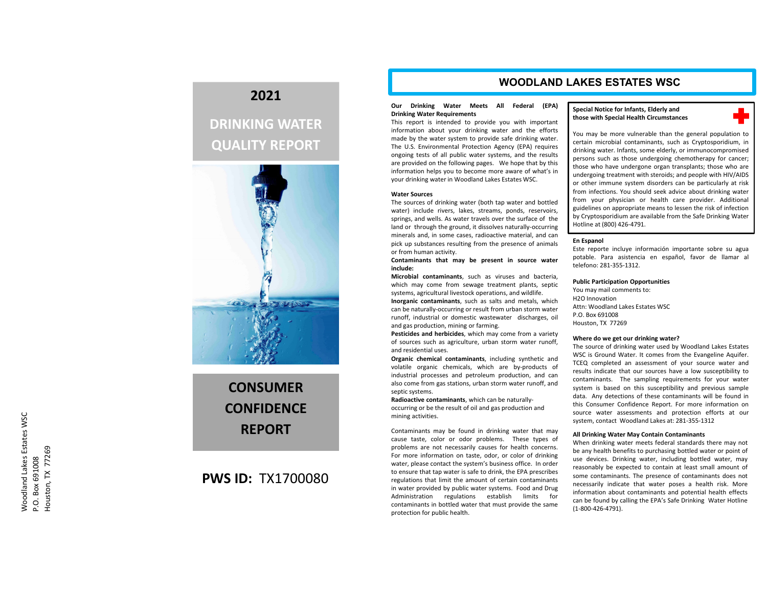Woodland Lakes Estates WSC
P.O. Box 691008
Houston, TX 77269

# 2021

# DRINKING WATER QUALITY REPORT

# CONSUMER CONFIDENCE REPORT

**PWS ID:** TX1700080

## WOODLAND LAKES ESTATES WSC

**Our Drinking Water Meets All Federal (EPA) Drinking Water Requirements**

This report is intended to provide you with important information about your drinking water and the efforts made by the water system to provide safe drinking water. The U.S. Environmental Protection Agency (EPA) requires ongoing tests of all public water systems, and the results are provided on the following pages. We hope that by this information helps you to become more aware of what's in your drinking water in Woodland Lakes Estates WSC.

**Water Sources**

The sources of drinking water (both tap water and bottled water) include rivers, lakes, streams, ponds, reservoirs, springs, and wells. As water travels over the surface of the land or through the ground, it dissolves naturally-occurring minerals and, in some cases, radioactive material, and can pick up substances resulting from the presence of animals or from human activity.

**Contaminants that may be present in source water include:**

**Microbial contaminants**, such as viruses and bacteria, which may come from sewage treatment plants, septic systems, agricultural livestock operations, and wildlife.

**Inorganic contaminants**, such as salts and metals, which can be naturally-occurring or result from urban storm water runoff, industrial or domestic wastewater discharges, oil and gas production, mining or farming.

**Pesticides and herbicides**, which may come from a variety of sources such as agriculture, urban storm water runoff, and residential uses.

**Organic chemical contaminants**, including synthetic and volatile organic chemicals, which are by-products of industrial processes and petroleum production, and can also come from gas stations, urban storm water runoff, and septic systems.

**Radioactive contaminants**, which can be naturally-occurring or be the result of oil and gas production and mining activities.

Contaminants may be found in drinking water that may cause taste, color or odor problems. These types of problems are not necessarily causes for health concerns. For more information on taste, odor, or color of drinking water, please contact the system's business office. In order to ensure that tap water is safe to drink, the EPA prescribes regulations that limit the amount of certain contaminants in water provided by public water systems. Food and Drug Administration regulations establish limits for contaminants in bottled water that must provide the same protection for public health.

**Special Notice for Infants, Elderly and those with Special Health Circumstances**

You may be more vulnerable than the general population to certain microbial contaminants, such as Cryptosporidium, in drinking water. Infants, some elderly, or immunocompromised persons such as those undergoing chemotherapy for cancer; those who have undergone organ transplants; those who are undergoing treatment with steroids; and people with HIV/AIDS or other immune system disorders can be particularly at risk from infections. You should seek advice about drinking water from your physician or health care provider. Additional guidelines on appropriate means to lessen the risk of infection by Cryptosporidium are available from the Safe Drinking Water Hotline at (800) 426-4791.

**En Espanol**

Este reporte incluye información importante sobre su agua potable. Para asistencia en español, favor de llamar al telefono: 281-355-1312.

**Public Participation Opportunities**

You may mail comments to:
H2O Innovation
Attn: Woodland Lakes Estates WSC
P.O. Box 691008
Houston, TX 77269

**Where do we get our drinking water?**

The source of drinking water used by Woodland Lakes Estates WSC is Ground Water. It comes from the Evangeline Aquifer. TCEQ completed an assessment of your source water and results indicate that our sources have a low susceptibility to contaminants. The sampling requirements for your water system is based on this susceptibility and previous sample data. Any detections of these contaminants will be found in this Consumer Confidence Report. For more information on source water assessments and protection efforts at our system, contact Woodland Lakes at: 281-355-1312

**All Drinking Water May Contain Contaminants**

When drinking water meets federal standards there may not be any health benefits to purchasing bottled water or point of use devices. Drinking water, including bottled water, may reasonably be expected to contain at least small amount of some contaminants. The presence of contaminants does not necessarily indicate that water poses a health risk. More information about contaminants and potential health effects can be found by calling the EPA's Safe Drinking Water Hotline (1-800-426-4791).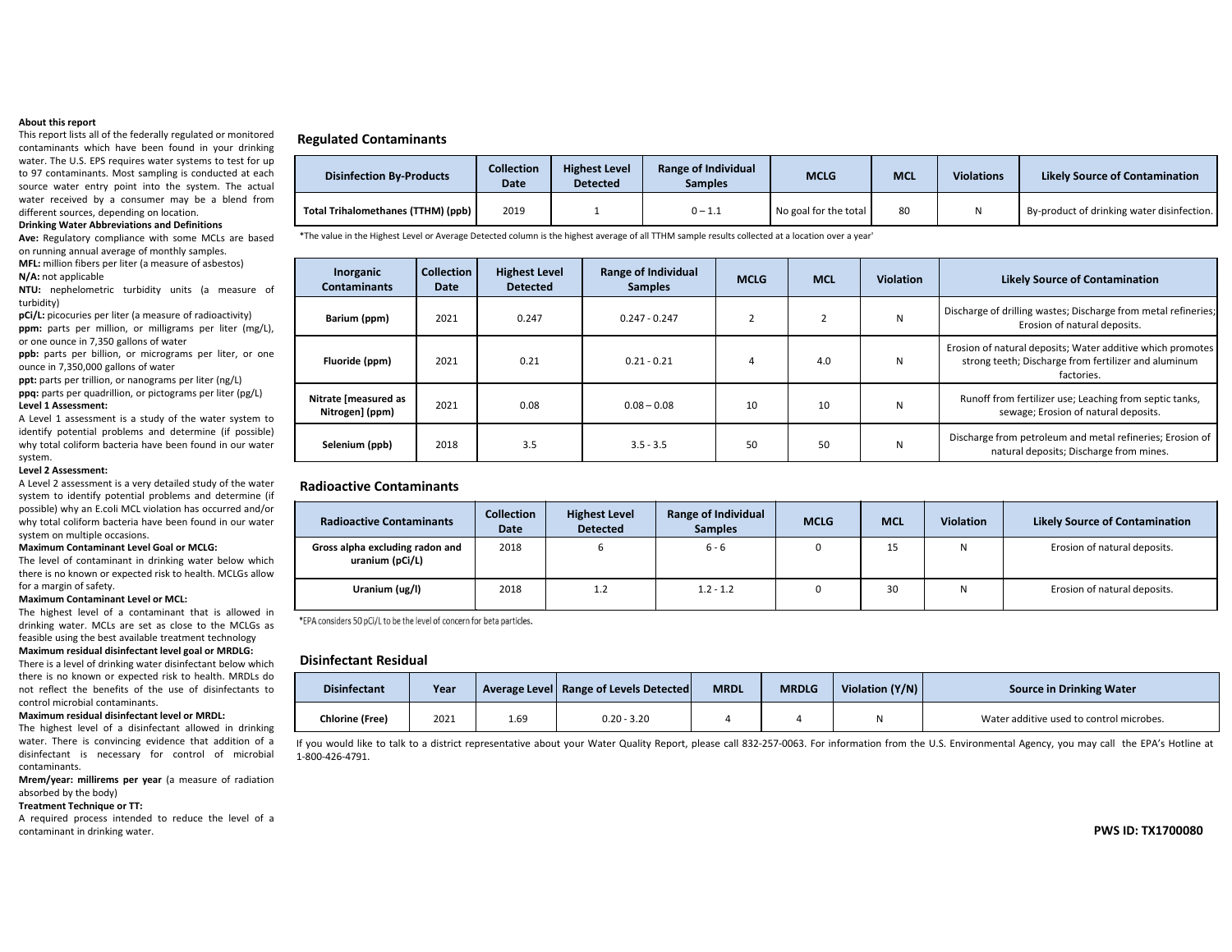**About this report**

This report lists all of the federally regulated or monitored contaminants which have been found in your drinking water. The U.S. EPS requires water systems to test for up to 97 contaminants. Most sampling is conducted at each source water entry point into the system. The actual water received by a consumer may be a blend from different sources, depending on location.

**Drinking Water Abbreviations and Definitions**

**Ave:** Regulatory compliance with some MCLs are based on running annual average of monthly samples.

**MFL:** million fibers per liter (a measure of asbestos)

**N/A:** not applicable

**NTU:** nephelometric turbidity units (a measure of turbidity)

**pCi/L:** picocuries per liter (a measure of radioactivity)

**ppm:** parts per million, or milligrams per liter (mg/L), or one ounce in 7,350 gallons of water

**ppb:** parts per billion, or micrograms per liter, or one ounce in 7,350,000 gallons of water

**ppt:** parts per trillion, or nanograms per liter (ng/L)

**ppq:** parts per quadrillion, or pictograms per liter (pg/L)

**Level 1 Assessment:**

A Level 1 assessment is a study of the water system to identify potential problems and determine (if possible) why total coliform bacteria have been found in our water system.

**Level 2 Assessment:**

A Level 2 assessment is a very detailed study of the water system to identify potential problems and determine (if possible) why an E.coli MCL violation has occurred and/or why total coliform bacteria have been found in our water system on multiple occasions.

**Maximum Contaminant Level Goal or MCLG:**

The level of contaminant in drinking water below which there is no known or expected risk to health. MCLGs allow for a margin of safety.

**Maximum Contaminant Level or MCL:**

The highest level of a contaminant that is allowed in drinking water. MCLs are set as close to the MCLGs as feasible using the best available treatment technology

**Maximum residual disinfectant level goal or MRDLG:**

There is a level of drinking water disinfectant below which there is no known or expected risk to health. MRDLs do not reflect the benefits of the use of disinfectants to control microbial contaminants.

**Maximum residual disinfectant level or MRDL:**

The highest level of a disinfectant allowed in drinking water. There is convincing evidence that addition of a disinfectant is necessary for control of microbial contaminants.

**Mrem/year: millirems per year** (a measure of radiation absorbed by the body)

**Treatment Technique or TT:**

A required process intended to reduce the level of a contaminant in drinking water.

## Regulated Contaminants

| Disinfection By-Products | Collection Date | Highest Level Detected | Range of Individual Samples | MCLG | MCL | Violations | Likely Source of Contamination |
|---|---|---|---|---|---|---|---|
| Total Trihalomethanes (TTHM) (ppb) | 2019 | 1 | 0 – 1.1 | No goal for the total | 80 | N | By-product of drinking water disinfection. |

*The value in the Highest Level or Average Detected column is the highest average of all TTHM sample results collected at a location over a year'

| Inorganic Contaminants | Collection Date | Highest Level Detected | Range of Individual Samples | MCLG | MCL | Violation | Likely Source of Contamination |
|---|---|---|---|---|---|---|---|
| Barium (ppm) | 2021 | 0.247 | 0.247 - 0.247 | 2 | 2 | N | Discharge of drilling wastes; Discharge from metal refineries; Erosion of natural deposits. |
| Fluoride (ppm) | 2021 | 0.21 | 0.21 - 0.21 | 4 | 4.0 | N | Erosion of natural deposits; Water additive which promotes strong teeth; Discharge from fertilizer and aluminum factories. |
| Nitrate [measured as Nitrogen] (ppm) | 2021 | 0.08 | 0.08 – 0.08 | 10 | 10 | N | Runoff from fertilizer use; Leaching from septic tanks, sewage; Erosion of natural deposits. |
| Selenium (ppb) | 2018 | 3.5 | 3.5 - 3.5 | 50 | 50 | N | Discharge from petroleum and metal refineries; Erosion of natural deposits; Discharge from mines. |

## Radioactive Contaminants

| Radioactive Contaminants | Collection Date | Highest Level Detected | Range of Individual Samples | MCLG | MCL | Violation | Likely Source of Contamination |
|---|---|---|---|---|---|---|---|
| Gross alpha excluding radon and uranium (pCi/L) | 2018 | 6 | 6 - 6 | 0 | 15 | N | Erosion of natural deposits. |
| Uranium (ug/l) | 2018 | 1.2 | 1.2 - 1.2 | 0 | 30 | N | Erosion of natural deposits. |

*EPA considers 50 pCi/L to be the level of concern for beta particles.

## Disinfectant Residual

| Disinfectant | Year | Average Level | Range of Levels Detected | MRDL | MRDLG | Violation (Y/N) | Source in Drinking Water |
|---|---|---|---|---|---|---|---|
| Chlorine (Free) | 2021 | 1.69 | 0.20 - 3.20 | 4 | 4 | N | Water additive used to control microbes. |

If you would like to talk to a district representative about your Water Quality Report, please call 832-257-0063. For information from the U.S. Environmental Agency, you may call the EPA's Hotline at 1-800-426-4791.

**PWS ID: TX1700080**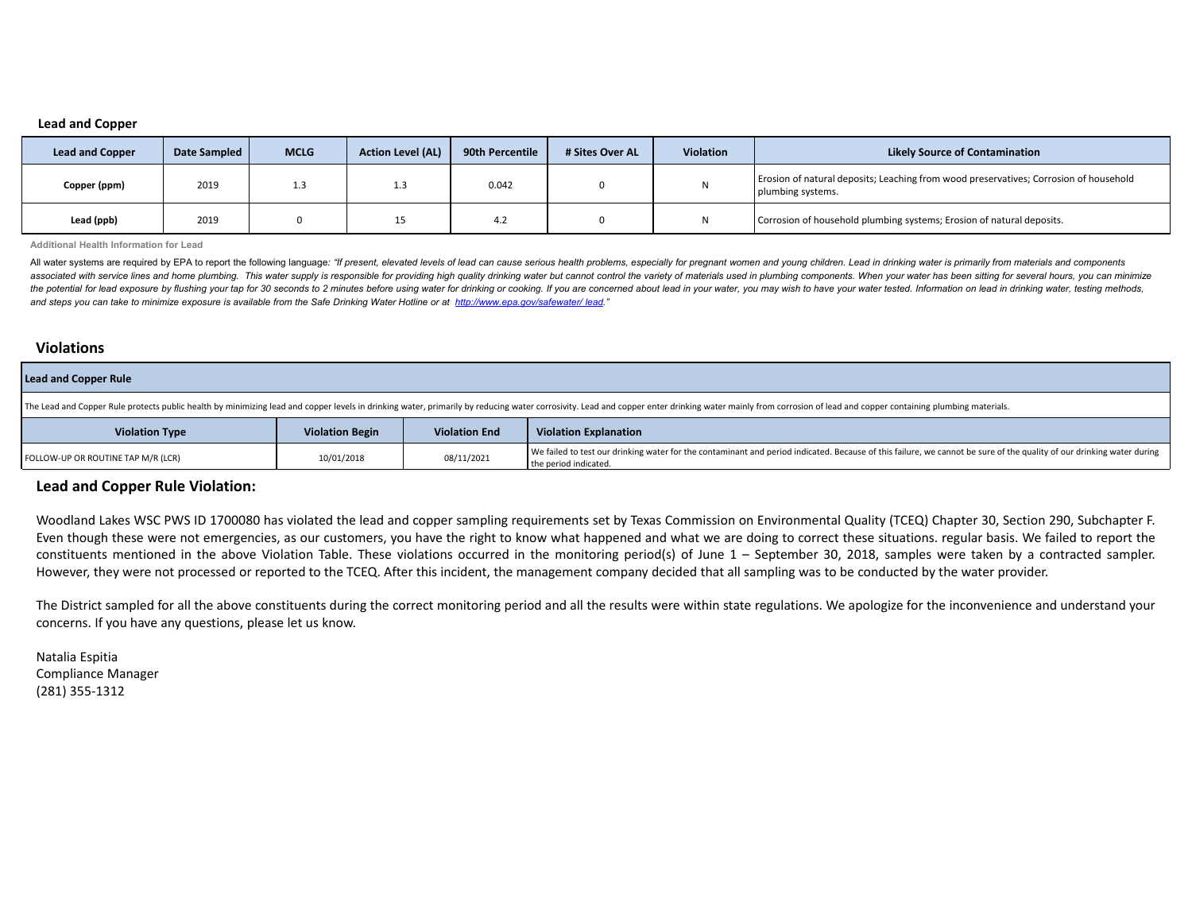### Lead and Copper

| Lead and Copper | Date Sampled | MCLG | Action Level (AL) | 90th Percentile | # Sites Over AL | Violation | Likely Source of Contamination |
|---|---|---|---|---|---|---|---|
| Copper (ppm) | 2019 | 1.3 | 1.3 | 0.042 | 0 | N | Erosion of natural deposits; Leaching from wood preservatives; Corrosion of household plumbing systems. |
| Lead (ppb) | 2019 | 0 | 15 | 4.2 | 0 | N | Corrosion of household plumbing systems; Erosion of natural deposits. |

**Additional Health Information for Lead**

All water systems are required by EPA to report the following language: *"If present, elevated levels of lead can cause serious health problems, especially for pregnant women and young children. Lead in drinking water is primarily from materials and components associated with service lines and home plumbing. This water supply is responsible for providing high quality drinking water but cannot control the variety of materials used in plumbing components. When your water has been sitting for several hours, you can minimize the potential for lead exposure by flushing your tap for 30 seconds to 2 minutes before using water for drinking or cooking. If you are concerned about lead in your water, you may wish to have your water tested. Information on lead in drinking water, testing methods, and steps you can take to minimize exposure is available from the Safe Drinking Water Hotline or at [http://www.epa.gov/safewater/ lead](http://www.epa.gov/safewater/lead)."*

## Violations

**Lead and Copper Rule**

The Lead and Copper Rule protects public health by minimizing lead and copper levels in drinking water, primarily by reducing water corrosivity. Lead and copper enter drinking water mainly from corrosion of lead and copper containing plumbing materials.

| Violation Type | Violation Begin | Violation End | Violation Explanation |
|---|---|---|---|
| FOLLOW-UP OR ROUTINE TAP M/R (LCR) | 10/01/2018 | 08/11/2021 | We failed to test our drinking water for the contaminant and period indicated. Because of this failure, we cannot be sure of the quality of our drinking water during the period indicated. |

## Lead and Copper Rule Violation:

Woodland Lakes WSC PWS ID 1700080 has violated the lead and copper sampling requirements set by Texas Commission on Environmental Quality (TCEQ) Chapter 30, Section 290, Subchapter F. Even though these were not emergencies, as our customers, you have the right to know what happened and what we are doing to correct these situations. regular basis. We failed to report the constituents mentioned in the above Violation Table. These violations occurred in the monitoring period(s) of June 1 – September 30, 2018, samples were taken by a contracted sampler. However, they were not processed or reported to the TCEQ. After this incident, the management company decided that all sampling was to be conducted by the water provider.

The District sampled for all the above constituents during the correct monitoring period and all the results were within state regulations. We apologize for the inconvenience and understand your concerns. If you have any questions, please let us know.

Natalia Espitia
Compliance Manager
(281) 355-1312